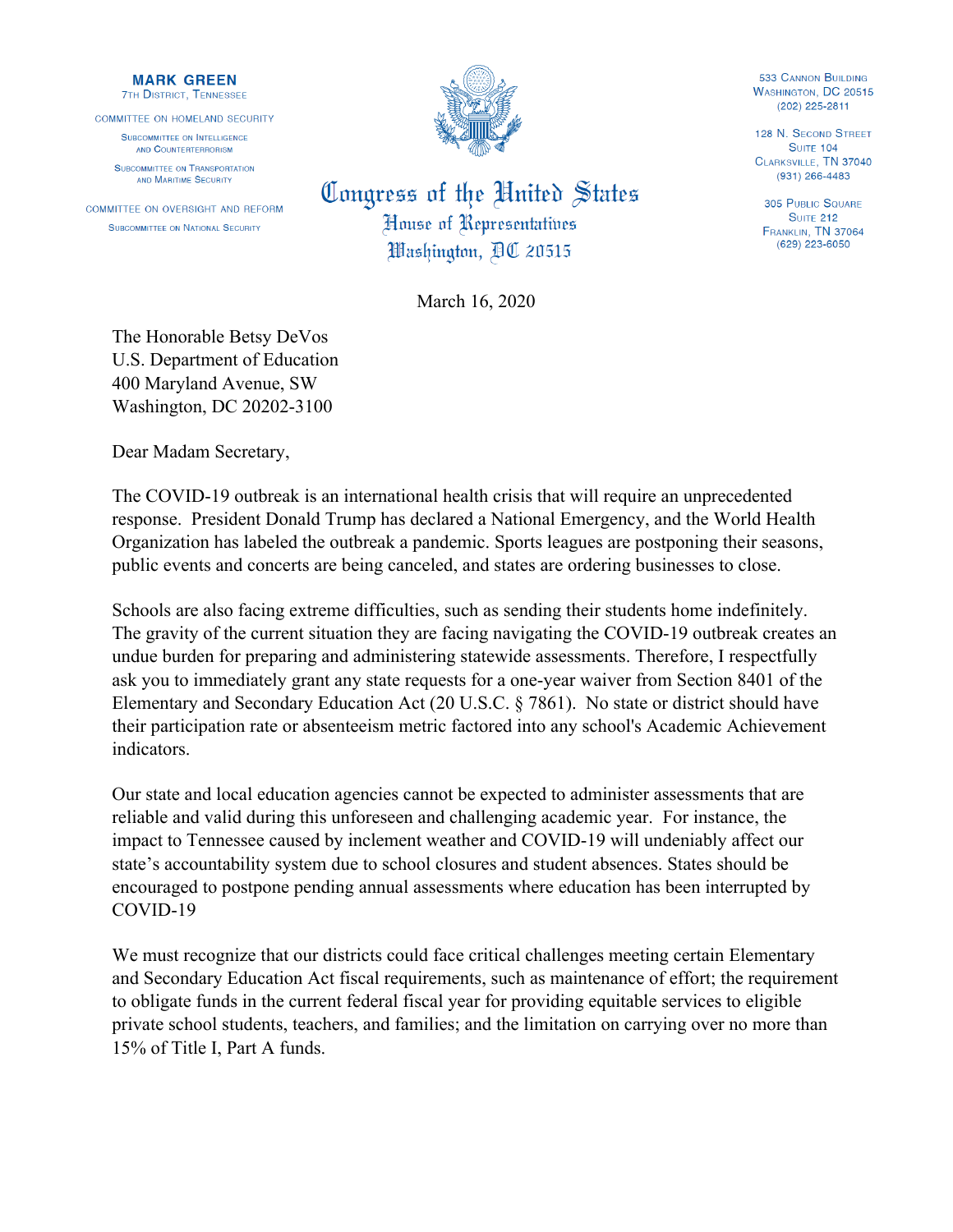**MARK GREEN**
7TH DISTRICT, TENNESSEE

COMMITTEE ON HOMELAND SECURITY

SUBCOMMITTEE ON INTELLIGENCE AND COUNTERTERRORISM

SUBCOMMITTEE ON TRANSPORTATION AND MARITIME SECURITY

COMMITTEE ON OVERSIGHT AND REFORM

SUBCOMMITTEE ON NATIONAL SECURITY

# Congress of the United States
## House of Representatives
## Washington, DC 20515

533 CANNON BUILDING
WASHINGTON, DC 20515
(202) 225-2811

128 N. SECOND STREET
SUITE 104
CLARKSVILLE, TN 37040
(931) 266-4483

305 PUBLIC SQUARE
SUITE 212
FRANKLIN, TN 37064
(629) 223-6050

March 16, 2020

The Honorable Betsy DeVos
U.S. Department of Education
400 Maryland Avenue, SW
Washington, DC 20202-3100

Dear Madam Secretary,

The COVID-19 outbreak is an international health crisis that will require an unprecedented response. President Donald Trump has declared a National Emergency, and the World Health Organization has labeled the outbreak a pandemic. Sports leagues are postponing their seasons, public events and concerts are being canceled, and states are ordering businesses to close.

Schools are also facing extreme difficulties, such as sending their students home indefinitely. The gravity of the current situation they are facing navigating the COVID-19 outbreak creates an undue burden for preparing and administering statewide assessments. Therefore, I respectfully ask you to immediately grant any state requests for a one-year waiver from Section 8401 of the Elementary and Secondary Education Act (20 U.S.C. § 7861). No state or district should have their participation rate or absenteeism metric factored into any school's Academic Achievement indicators.

Our state and local education agencies cannot be expected to administer assessments that are reliable and valid during this unforeseen and challenging academic year. For instance, the impact to Tennessee caused by inclement weather and COVID-19 will undeniably affect our state's accountability system due to school closures and student absences. States should be encouraged to postpone pending annual assessments where education has been interrupted by COVID-19

We must recognize that our districts could face critical challenges meeting certain Elementary and Secondary Education Act fiscal requirements, such as maintenance of effort; the requirement to obligate funds in the current federal fiscal year for providing equitable services to eligible private school students, teachers, and families; and the limitation on carrying over no more than 15% of Title I, Part A funds.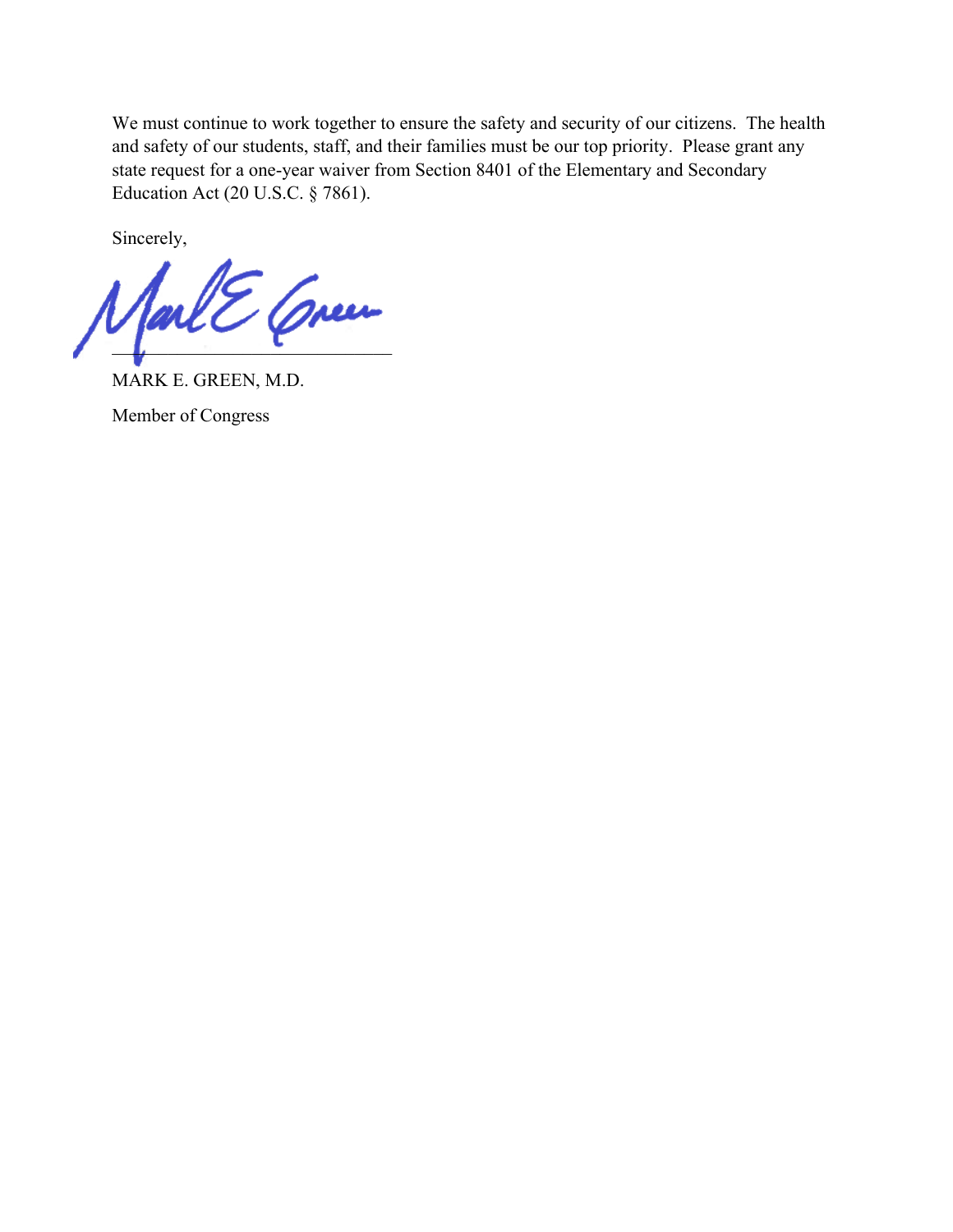We must continue to work together to ensure the safety and security of our citizens. The health and safety of our students, staff, and their families must be our top priority. Please grant any state request for a one-year waiver from Section 8401 of the Elementary and Secondary Education Act (20 U.S.C. § 7861).

Sincerely,

MARK E. GREEN, M.D.

Member of Congress